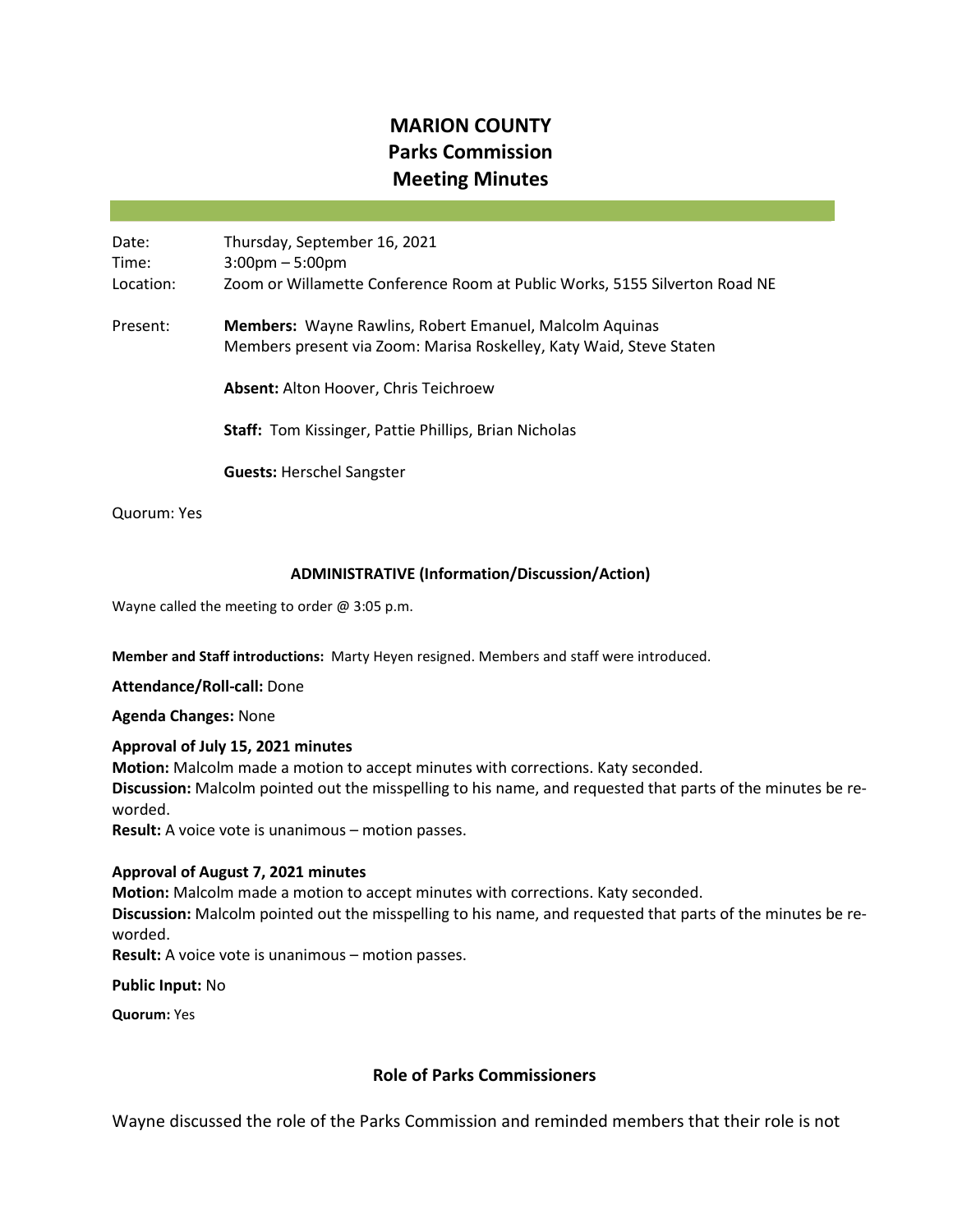# MARION COUNTY
# Parks Commission
# Meeting Minutes

Date: Thursday, September 16, 2021
Time: 3:00pm – 5:00pm
Location: Zoom or Willamette Conference Room at Public Works, 5155 Silverton Road NE

Present: **Members:** Wayne Rawlins, Robert Emanuel, Malcolm Aquinas
Members present via Zoom: Marisa Roskelley, Katy Waid, Steve Staten

**Absent:** Alton Hoover, Chris Teichroew

**Staff:** Tom Kissinger, Pattie Phillips, Brian Nicholas

**Guests:** Herschel Sangster

Quorum: Yes

### ADMINISTRATIVE (Information/Discussion/Action)

Wayne called the meeting to order @ 3:05 p.m.

**Member and Staff introductions:** Marty Heyen resigned. Members and staff were introduced.

**Attendance/Roll-call:** Done

**Agenda Changes:** None

**Approval of July 15, 2021 minutes**
**Motion:** Malcolm made a motion to accept minutes with corrections. Katy seconded.
**Discussion:** Malcolm pointed out the misspelling to his name, and requested that parts of the minutes be re-worded.
**Result:** A voice vote is unanimous – motion passes.

**Approval of August 7, 2021 minutes**
**Motion:** Malcolm made a motion to accept minutes with corrections. Katy seconded.
**Discussion:** Malcolm pointed out the misspelling to his name, and requested that parts of the minutes be re-worded.
**Result:** A voice vote is unanimous – motion passes.

**Public Input:** No

**Quorum:** Yes

## Role of Parks Commissioners

Wayne discussed the role of the Parks Commission and reminded members that their role is not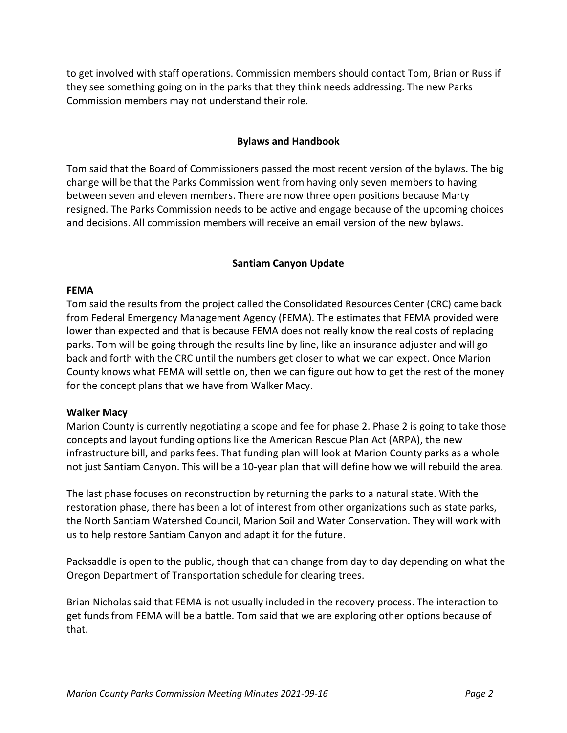to get involved with staff operations. Commission members should contact Tom, Brian or Russ if they see something going on in the parks that they think needs addressing. The new Parks Commission members may not understand their role.

## Bylaws and Handbook

Tom said that the Board of Commissioners passed the most recent version of the bylaws. The big change will be that the Parks Commission went from having only seven members to having between seven and eleven members. There are now three open positions because Marty resigned. The Parks Commission needs to be active and engage because of the upcoming choices and decisions. All commission members will receive an email version of the new bylaws.

## Santiam Canyon Update

### FEMA

Tom said the results from the project called the Consolidated Resources Center (CRC) came back from Federal Emergency Management Agency (FEMA). The estimates that FEMA provided were lower than expected and that is because FEMA does not really know the real costs of replacing parks. Tom will be going through the results line by line, like an insurance adjuster and will go back and forth with the CRC until the numbers get closer to what we can expect. Once Marion County knows what FEMA will settle on, then we can figure out how to get the rest of the money for the concept plans that we have from Walker Macy.

### Walker Macy

Marion County is currently negotiating a scope and fee for phase 2. Phase 2 is going to take those concepts and layout funding options like the American Rescue Plan Act (ARPA), the new infrastructure bill, and parks fees. That funding plan will look at Marion County parks as a whole not just Santiam Canyon. This will be a 10-year plan that will define how we will rebuild the area.

The last phase focuses on reconstruction by returning the parks to a natural state. With the restoration phase, there has been a lot of interest from other organizations such as state parks, the North Santiam Watershed Council, Marion Soil and Water Conservation. They will work with us to help restore Santiam Canyon and adapt it for the future.

Packsaddle is open to the public, though that can change from day to day depending on what the Oregon Department of Transportation schedule for clearing trees.

Brian Nicholas said that FEMA is not usually included in the recovery process. The interaction to get funds from FEMA will be a battle. Tom said that we are exploring other options because of that.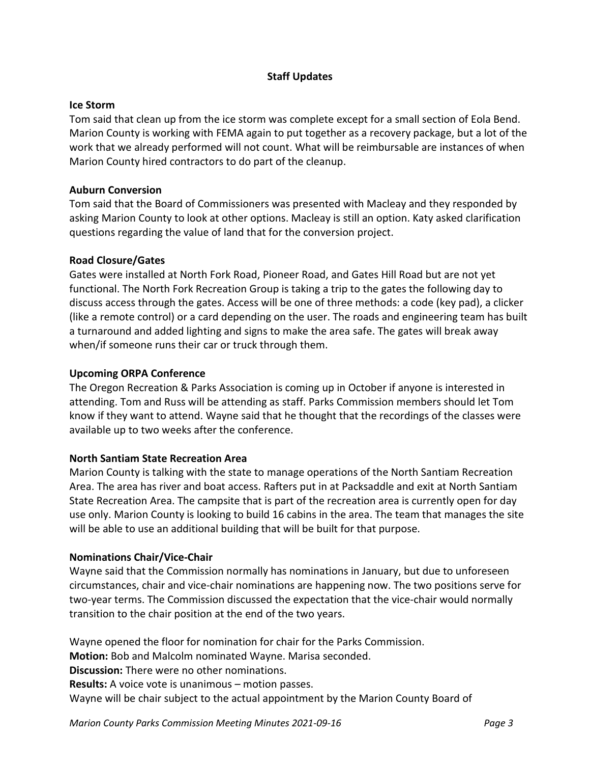## Staff Updates

**Ice Storm**

Tom said that clean up from the ice storm was complete except for a small section of Eola Bend. Marion County is working with FEMA again to put together as a recovery package, but a lot of the work that we already performed will not count. What will be reimbursable are instances of when Marion County hired contractors to do part of the cleanup.

**Auburn Conversion**

Tom said that the Board of Commissioners was presented with Macleay and they responded by asking Marion County to look at other options. Macleay is still an option. Katy asked clarification questions regarding the value of land that for the conversion project.

**Road Closure/Gates**

Gates were installed at North Fork Road, Pioneer Road, and Gates Hill Road but are not yet functional. The North Fork Recreation Group is taking a trip to the gates the following day to discuss access through the gates. Access will be one of three methods: a code (key pad), a clicker (like a remote control) or a card depending on the user. The roads and engineering team has built a turnaround and added lighting and signs to make the area safe. The gates will break away when/if someone runs their car or truck through them.

**Upcoming ORPA Conference**

The Oregon Recreation & Parks Association is coming up in October if anyone is interested in attending. Tom and Russ will be attending as staff. Parks Commission members should let Tom know if they want to attend. Wayne said that he thought that the recordings of the classes were available up to two weeks after the conference.

**North Santiam State Recreation Area**

Marion County is talking with the state to manage operations of the North Santiam Recreation Area. The area has river and boat access. Rafters put in at Packsaddle and exit at North Santiam State Recreation Area. The campsite that is part of the recreation area is currently open for day use only. Marion County is looking to build 16 cabins in the area. The team that manages the site will be able to use an additional building that will be built for that purpose.

**Nominations Chair/Vice-Chair**

Wayne said that the Commission normally has nominations in January, but due to unforeseen circumstances, chair and vice-chair nominations are happening now. The two positions serve for two-year terms. The Commission discussed the expectation that the vice-chair would normally transition to the chair position at the end of the two years.

Wayne opened the floor for nomination for chair for the Parks Commission.
**Motion:** Bob and Malcolm nominated Wayne. Marisa seconded.
**Discussion:** There were no other nominations.
**Results:** A voice vote is unanimous – motion passes.
Wayne will be chair subject to the actual appointment by the Marion County Board of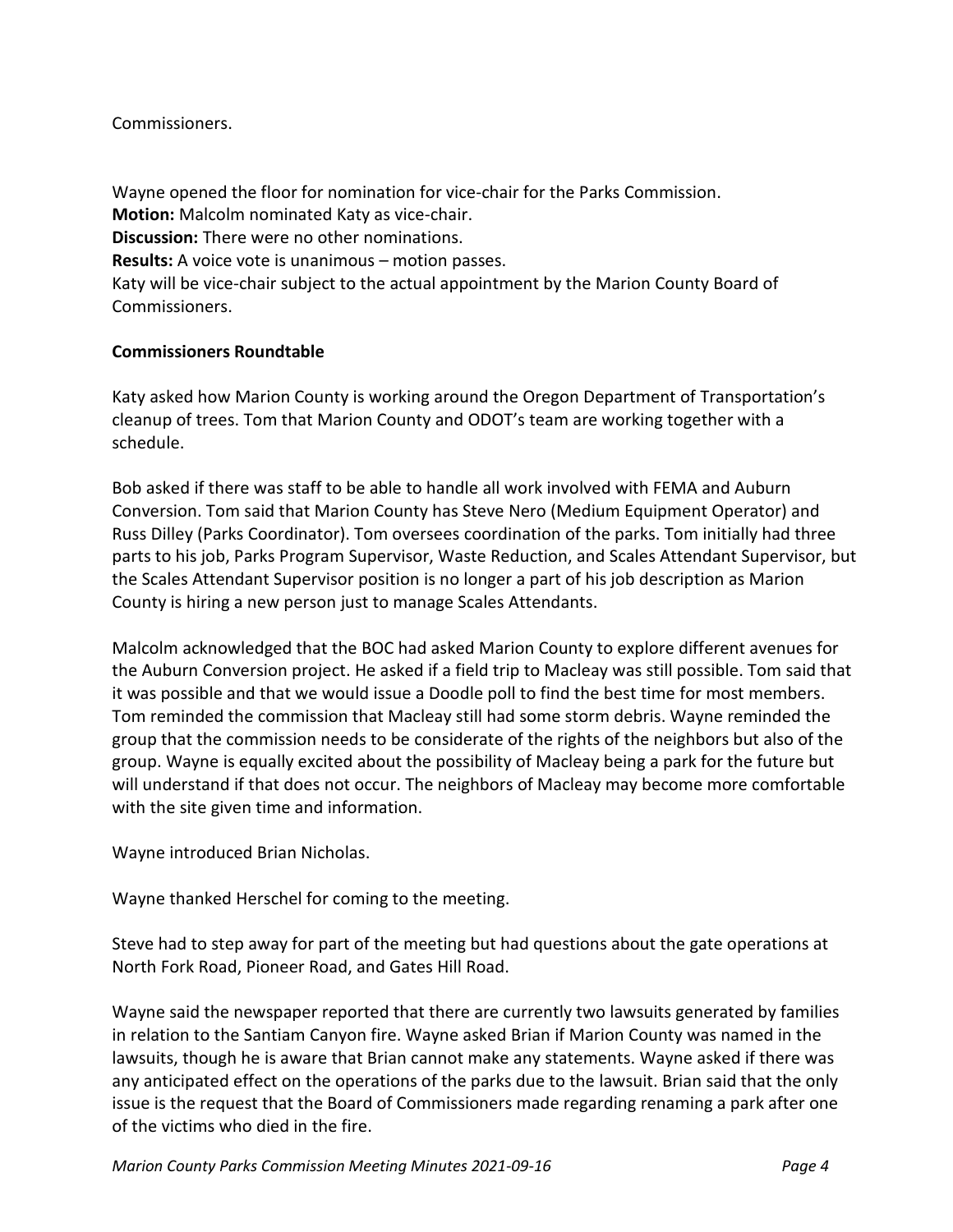Commissioners.

Wayne opened the floor for nomination for vice-chair for the Parks Commission.
**Motion:** Malcolm nominated Katy as vice-chair.
**Discussion:** There were no other nominations.
**Results:** A voice vote is unanimous – motion passes.
Katy will be vice-chair subject to the actual appointment by the Marion County Board of Commissioners.

**Commissioners Roundtable**

Katy asked how Marion County is working around the Oregon Department of Transportation's cleanup of trees. Tom that Marion County and ODOT's team are working together with a schedule.

Bob asked if there was staff to be able to handle all work involved with FEMA and Auburn Conversion. Tom said that Marion County has Steve Nero (Medium Equipment Operator) and Russ Dilley (Parks Coordinator). Tom oversees coordination of the parks. Tom initially had three parts to his job, Parks Program Supervisor, Waste Reduction, and Scales Attendant Supervisor, but the Scales Attendant Supervisor position is no longer a part of his job description as Marion County is hiring a new person just to manage Scales Attendants.

Malcolm acknowledged that the BOC had asked Marion County to explore different avenues for the Auburn Conversion project. He asked if a field trip to Macleay was still possible. Tom said that it was possible and that we would issue a Doodle poll to find the best time for most members. Tom reminded the commission that Macleay still had some storm debris. Wayne reminded the group that the commission needs to be considerate of the rights of the neighbors but also of the group. Wayne is equally excited about the possibility of Macleay being a park for the future but will understand if that does not occur. The neighbors of Macleay may become more comfortable with the site given time and information.

Wayne introduced Brian Nicholas.

Wayne thanked Herschel for coming to the meeting.

Steve had to step away for part of the meeting but had questions about the gate operations at North Fork Road, Pioneer Road, and Gates Hill Road.

Wayne said the newspaper reported that there are currently two lawsuits generated by families in relation to the Santiam Canyon fire. Wayne asked Brian if Marion County was named in the lawsuits, though he is aware that Brian cannot make any statements. Wayne asked if there was any anticipated effect on the operations of the parks due to the lawsuit. Brian said that the only issue is the request that the Board of Commissioners made regarding renaming a park after one of the victims who died in the fire.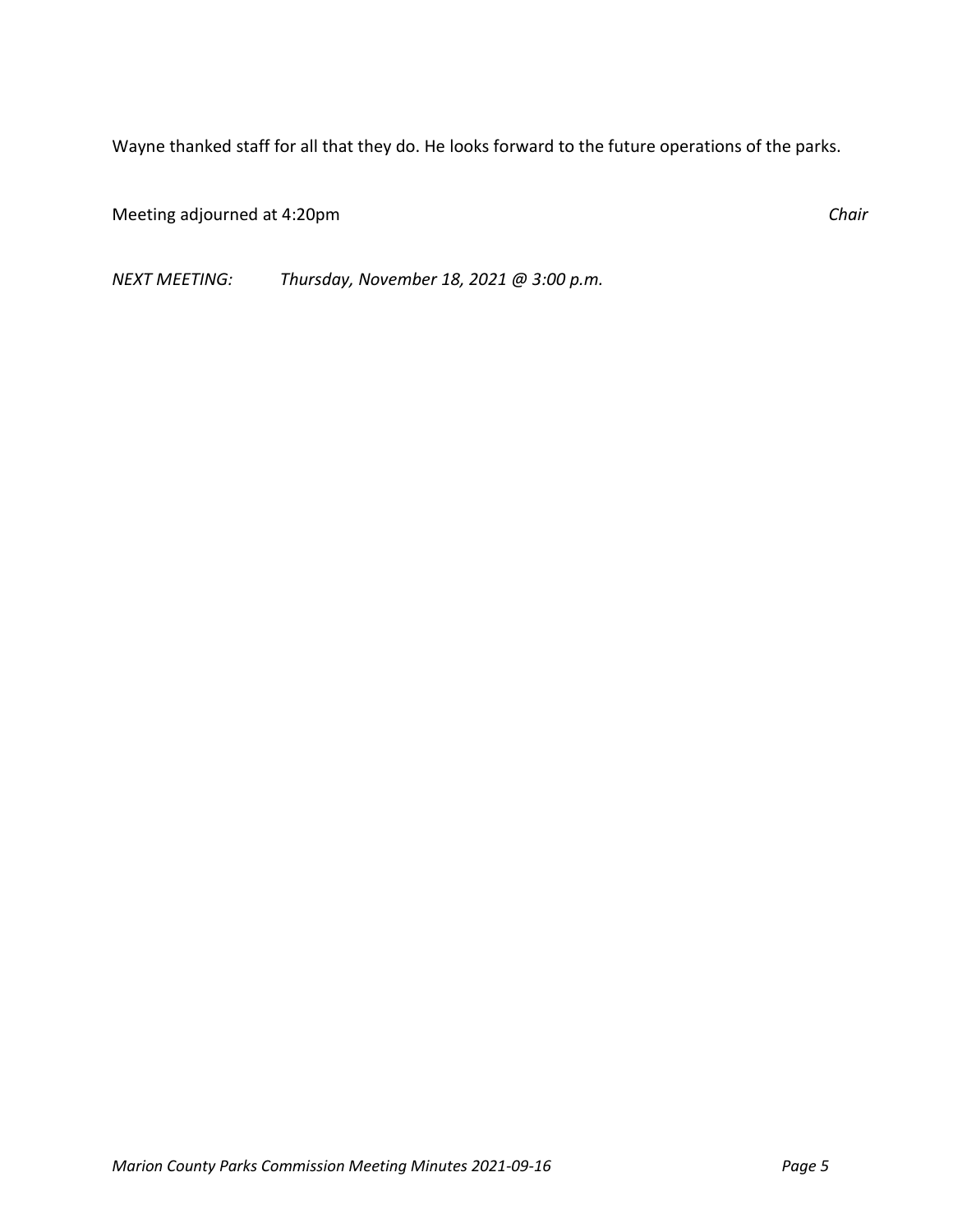Wayne thanked staff for all that they do. He looks forward to the future operations of the parks.

Meeting adjourned at 4:20pm *Chair*

*NEXT MEETING: Thursday, November 18, 2021 @ 3:00 p.m.*